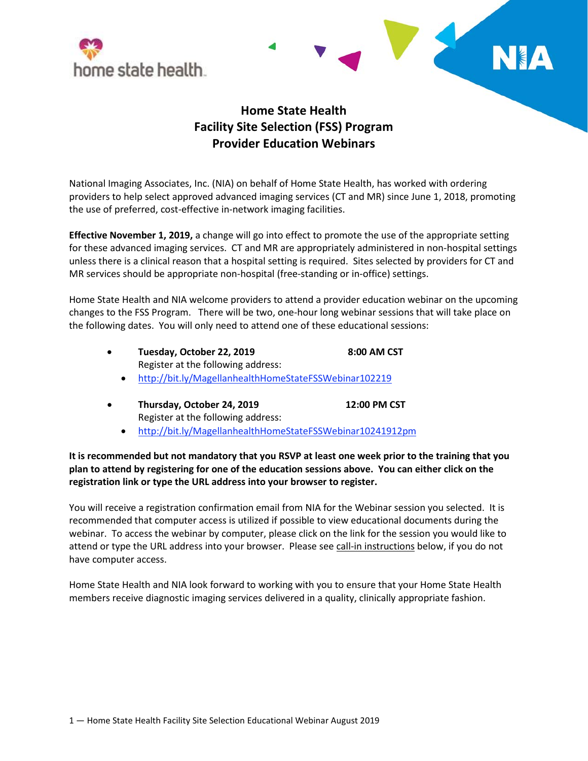# Home State Health
# Facility Site Selection (FSS) Program
# Provider Education Webinars

National Imaging Associates, Inc. (NIA) on behalf of Home State Health, has worked with ordering providers to help select approved advanced imaging services (CT and MR) since June 1, 2018, promoting the use of preferred, cost-effective in-network imaging facilities.

**Effective November 1, 2019,** a change will go into effect to promote the use of the appropriate setting for these advanced imaging services. CT and MR are appropriately administered in non-hospital settings unless there is a clinical reason that a hospital setting is required. Sites selected by providers for CT and MR services should be appropriate non-hospital (free-standing or in-office) settings.

Home State Health and NIA welcome providers to attend a provider education webinar on the upcoming changes to the FSS Program. There will be two, one-hour long webinar sessions that will take place on the following dates. You will only need to attend one of these educational sessions:

- **Tuesday, October 22, 2019** **8:00 AM CST**
  Register at the following address:
  - http://bit.ly/MagellanhealthHomeStateFSSWebinar102219
- **Thursday, October 24, 2019** **12:00 PM CST**
  Register at the following address:
  - http://bit.ly/MagellanhealthHomeStateFSSWebinar10241912pm

**It is recommended but not mandatory that you RSVP at least one week prior to the training that you plan to attend by registering for one of the education sessions above. You can either click on the registration link or type the URL address into your browser to register.**

You will receive a registration confirmation email from NIA for the Webinar session you selected. It is recommended that computer access is utilized if possible to view educational documents during the webinar. To access the webinar by computer, please click on the link for the session you would like to attend or type the URL address into your browser. Please see call-in instructions below, if you do not have computer access.

Home State Health and NIA look forward to working with you to ensure that your Home State Health members receive diagnostic imaging services delivered in a quality, clinically appropriate fashion.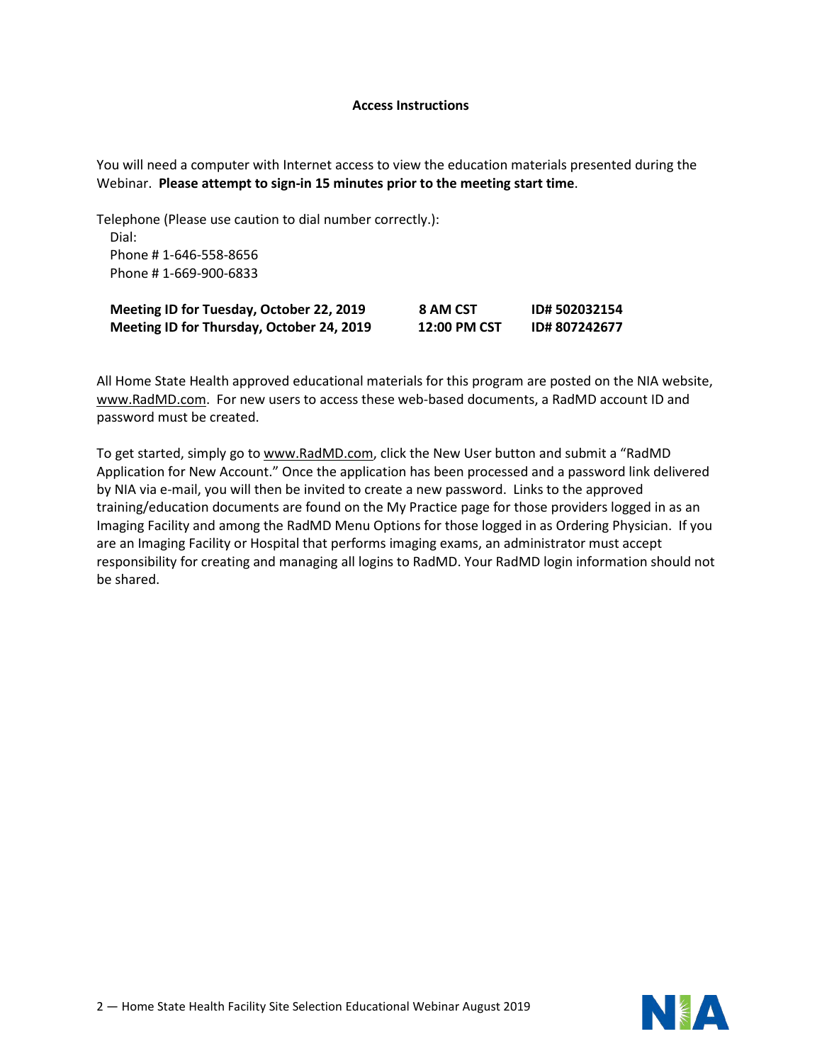**Access Instructions**

You will need a computer with Internet access to view the education materials presented during the Webinar. **Please attempt to sign-in 15 minutes prior to the meeting start time**.

Telephone (Please use caution to dial number correctly.):

Dial:
Phone # 1-646-558-8656
Phone # 1-669-900-6833

| | | |
|---|---|---|
| **Meeting ID for Tuesday, October 22, 2019** | **8 AM CST** | **ID# 502032154** |
| **Meeting ID for Thursday, October 24, 2019** | **12:00 PM CST** | **ID# 807242677** |

All Home State Health approved educational materials for this program are posted on the NIA website, www.RadMD.com. For new users to access these web-based documents, a RadMD account ID and password must be created.

To get started, simply go to www.RadMD.com, click the New User button and submit a "RadMD Application for New Account." Once the application has been processed and a password link delivered by NIA via e-mail, you will then be invited to create a new password. Links to the approved training/education documents are found on the My Practice page for those providers logged in as an Imaging Facility and among the RadMD Menu Options for those logged in as Ordering Physician. If you are an Imaging Facility or Hospital that performs imaging exams, an administrator must accept responsibility for creating and managing all logins to RadMD. Your RadMD login information should not be shared.